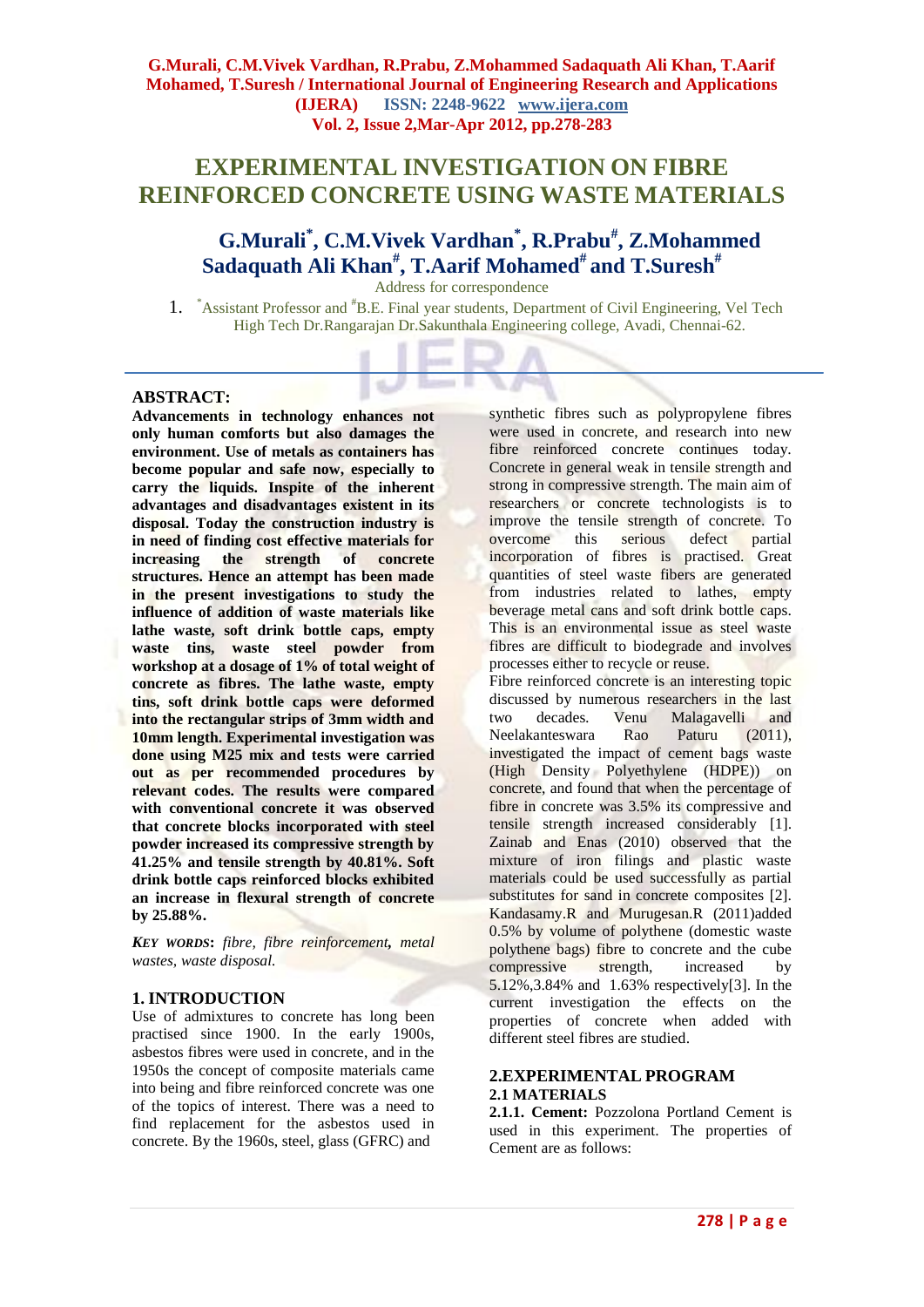# EXPERIMENTAL INVESTIGATION ON FIBRE REINFORCED CONCRETE USING WASTE MATERIALS

**G.Murali[*], C.M.Vivek Vardhan[*], R.Prabu[#], Z.Mohammed Sadaquath Ali Khan[#], T.Aarif Mohamed[#] and T.Suresh[#]**

Address for correspondence

1. [*]Assistant Professor and [#]B.E. Final year students, Department of Civil Engineering, Vel Tech High Tech Dr.Rangarajan Dr.Sakunthala Engineering college, Avadi, Chennai-62.

## ABSTRACT:

**Advancements in technology enhances not only human comforts but also damages the environment. Use of metals as containers has become popular and safe now, especially to carry the liquids. Inspite of the inherent advantages and disadvantages existent in its disposal. Today the construction industry is in need of finding cost effective materials for increasing the strength of concrete structures. Hence an attempt has been made in the present investigations to study the influence of addition of waste materials like lathe waste, soft drink bottle caps, empty waste tins, waste steel powder from workshop at a dosage of 1% of total weight of concrete as fibres. The lathe waste, empty tins, soft drink bottle caps were deformed into the rectangular strips of 3mm width and 10mm length. Experimental investigation was done using M25 mix and tests were carried out as per recommended procedures by relevant codes. The results were compared with conventional concrete it was observed that concrete blocks incorporated with steel powder increased its compressive strength by 41.25% and tensile strength by 40.81%. Soft drink bottle caps reinforced blocks exhibited an increase in flexural strength of concrete by 25.88%.**

***KEY WORDS*: *fibre, fibre reinforcement, metal wastes, waste disposal.***

## 1. INTRODUCTION

Use of admixtures to concrete has long been practised since 1900. In the early 1900s, asbestos fibres were used in concrete, and in the 1950s the concept of composite materials came into being and fibre reinforced concrete was one of the topics of interest. There was a need to find replacement for the asbestos used in concrete. By the 1960s, steel, glass (GFRC) and synthetic fibres such as polypropylene fibres were used in concrete, and research into new fibre reinforced concrete continues today. Concrete in general weak in tensile strength and strong in compressive strength. The main aim of researchers or concrete technologists is to improve the tensile strength of concrete. To overcome this serious defect partial incorporation of fibres is practised. Great quantities of steel waste fibers are generated from industries related to lathes, empty beverage metal cans and soft drink bottle caps. This is an environmental issue as steel waste fibres are difficult to biodegrade and involves processes either to recycle or reuse.

Fibre reinforced concrete is an interesting topic discussed by numerous researchers in the last two decades. Venu Malagavelli and Neelakanteswara Rao Paturu (2011), investigated the impact of cement bags waste (High Density Polyethylene (HDPE)) on concrete, and found that when the percentage of fibre in concrete was 3.5% its compressive and tensile strength increased considerably [1]. Zainab and Enas (2010) observed that the mixture of iron filings and plastic waste materials could be used successfully as partial substitutes for sand in concrete composites [2]. Kandasamy.R and Murugesan.R (2011)added 0.5% by volume of polythene (domestic waste polythene bags) fibre to concrete and the cube compressive strength, increased by 5.12%,3.84% and 1.63% respectively[3]. In the current investigation the effects on the properties of concrete when added with different steel fibres are studied.

## 2.EXPERIMENTAL PROGRAM

### 2.1 MATERIALS

**2.1.1. Cement:** Pozzolona Portland Cement is used in this experiment. The properties of Cement are as follows: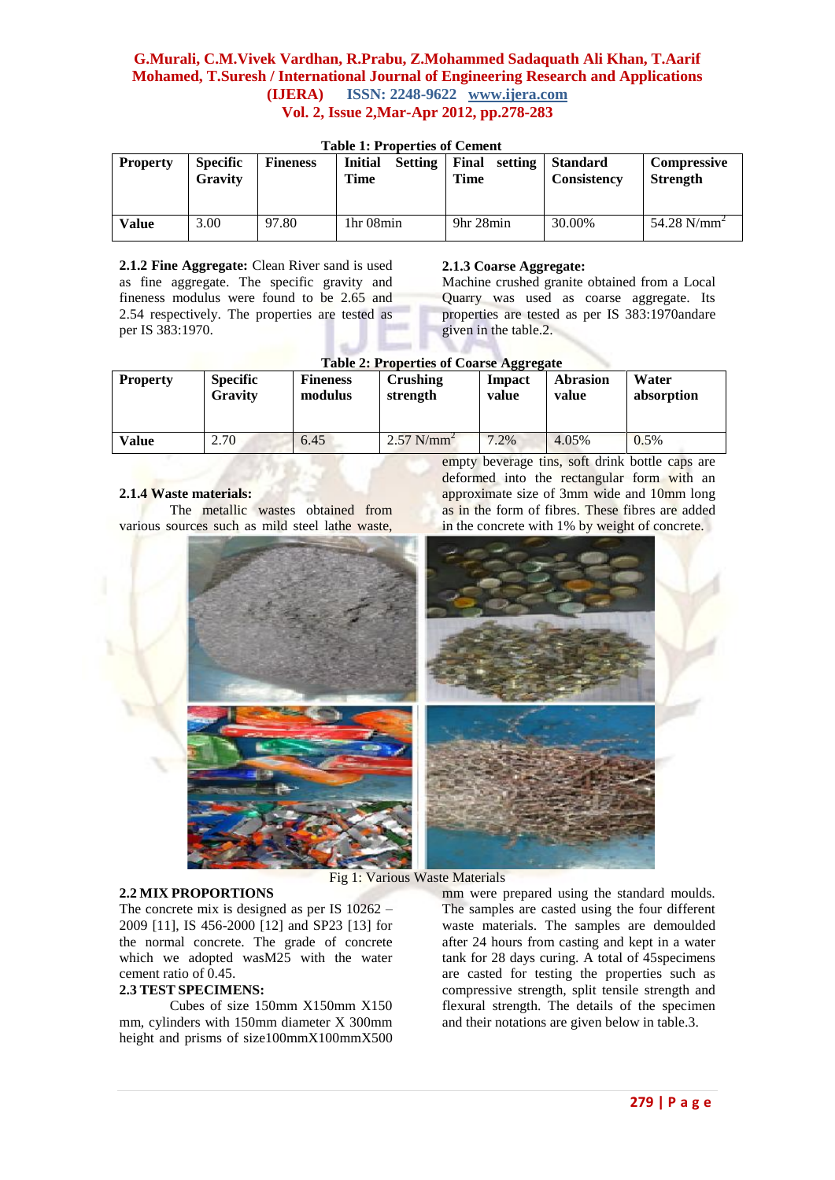**Table 1: Properties of Cement**

| Property | Specific Gravity | Fineness | Initial Setting Time | Final setting Time | Standard Consistency | Compressive Strength |
|---|---|---|---|---|---|---|
| **Value** | 3.00 | 97.80 | 1hr 08min | 9hr 28min | 30.00% | 54.28 N/mm$^2$ |

**2.1.2 Fine Aggregate:** Clean River sand is used as fine aggregate. The specific gravity and fineness modulus were found to be 2.65 and 2.54 respectively. The properties are tested as per IS 383:1970.

**2.1.3 Coarse Aggregate:**
Machine crushed granite obtained from a Local Quarry was used as coarse aggregate. Its properties are tested as per IS 383:1970andare given in the table.2.

**Table 2: Properties of Coarse Aggregate**

| Property | Specific Gravity | Fineness modulus | Crushing strength | Impact value | Abrasion value | Water absorption |
|---|---|---|---|---|---|---|
| **Value** | 2.70 | 6.45 | 2.57 N/mm$^2$ | 7.2% | 4.05% | 0.5% |

**2.1.4 Waste materials:**
The metallic wastes obtained from various sources such as mild steel lathe waste, empty beverage tins, soft drink bottle caps are deformed into the rectangular form with an approximate size of 3mm wide and 10mm long as in the form of fibres. These fibres are added in the concrete with 1% by weight of concrete.

Fig 1: Various Waste Materials

**2.2 MIX PROPORTIONS**
The concrete mix is designed as per IS 10262 – 2009 [11], IS 456-2000 [12] and SP23 [13] for the normal concrete. The grade of concrete which we adopted wasM25 with the water cement ratio of 0.45.

**2.3 TEST SPECIMENS:**
Cubes of size 150mm X150mm X150 mm, cylinders with 150mm diameter X 300mm height and prisms of size100mmX100mmX500 mm were prepared using the standard moulds. The samples are casted using the four different waste materials. The samples are demoulded after 24 hours from casting and kept in a water tank for 28 days curing. A total of 45specimens are casted for testing the properties such as compressive strength, split tensile strength and flexural strength. The details of the specimen and their notations are given below in table.3.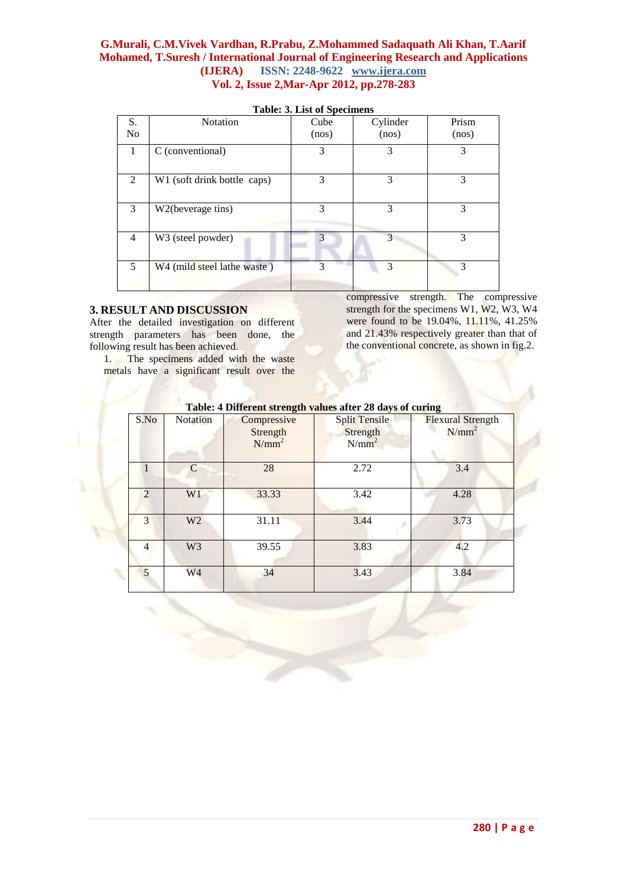Table: 3. List of Specimens

| S. No | Notation | Cube (nos) | Cylinder (nos) | Prism (nos) |
|---|---|---|---|---|
| 1 | C (conventional) | 3 | 3 | 3 |
| 2 | W1 (soft drink bottle caps) | 3 | 3 | 3 |
| 3 | W2(beverage tins) | 3 | 3 | 3 |
| 4 | W3 (steel powder) | 3 | 3 | 3 |
| 5 | W4 (mild steel lathe waste ) | 3 | 3 | 3 |

## 3. RESULT AND DISCUSSION

After the detailed investigation on different strength parameters has been done, the following result has been achieved.

1. The specimens added with the waste metals have a significant result over the compressive strength. The compressive strength for the specimens W1, W2, W3, W4 were found to be 19.04%, 11.11%, 41.25% and 21.43% respectively greater than that of the conventional concrete, as shown in fig.2.

Table: 4 Different strength values after 28 days of curing

| S.No | Notation | Compressive Strength $N/mm^2$ | Split Tensile Strength $N/mm^2$ | Flexural Strength $N/mm^2$ |
|---|---|---|---|---|
| 1 | C | 28 | 2.72 | 3.4 |
| 2 | W1 | 33.33 | 3.42 | 4.28 |
| 3 | W2 | 31.11 | 3.44 | 3.73 |
| 4 | W3 | 39.55 | 3.83 | 4.2 |
| 5 | W4 | 34 | 3.43 | 3.84 |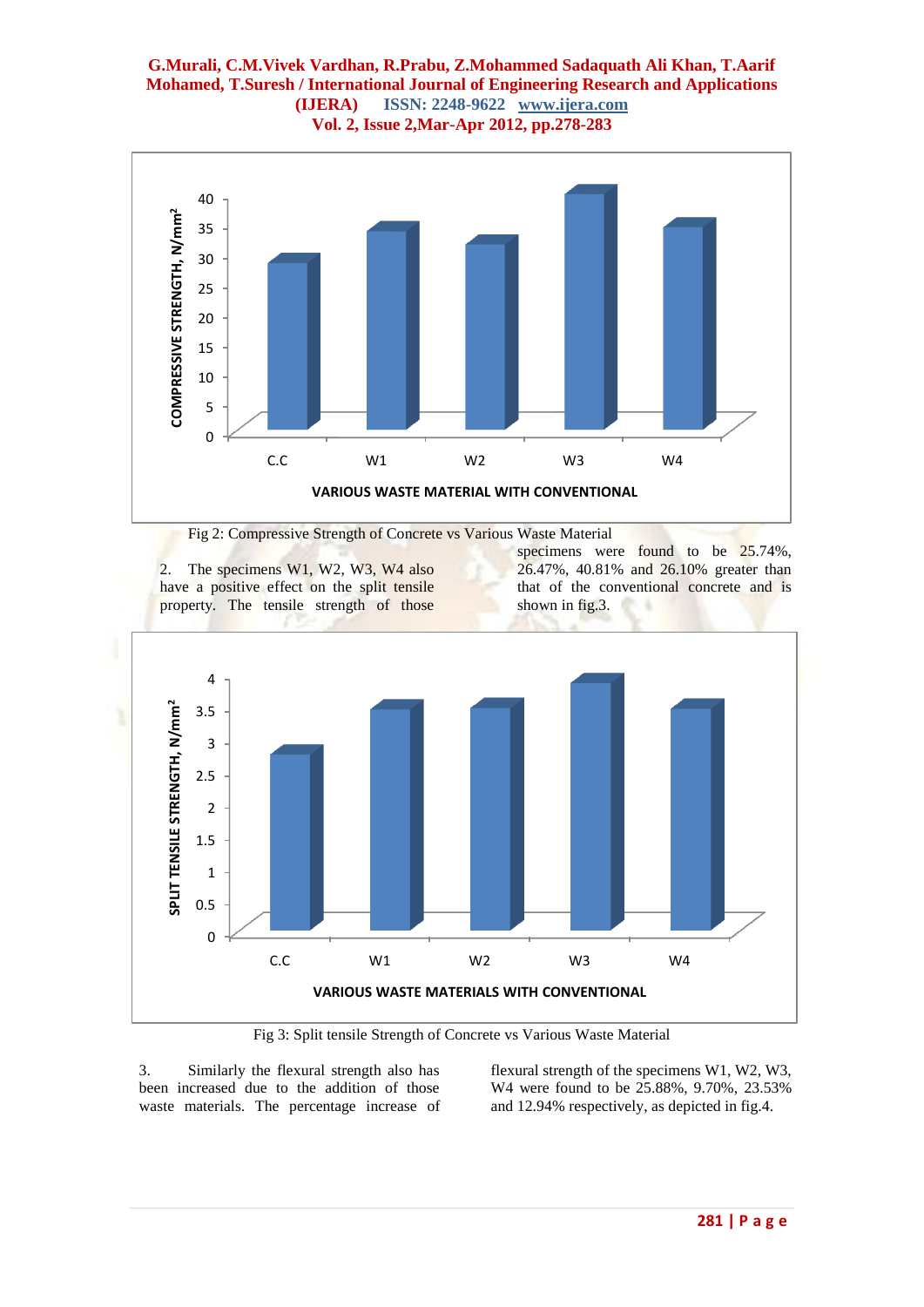Fig 2: Compressive Strength of Concrete vs Various Waste Material

2. The specimens W1, W2, W3, W4 also have a positive effect on the split tensile property. The tensile strength of those specimens were found to be 25.74%, 26.47%, 40.81% and 26.10% greater than that of the conventional concrete and is shown in fig.3.

Fig 3: Split tensile Strength of Concrete vs Various Waste Material

3. Similarly the flexural strength also has been increased due to the addition of those waste materials. The percentage increase of flexural strength of the specimens W1, W2, W3, W4 were found to be 25.88%, 9.70%, 23.53% and 12.94% respectively, as depicted in fig.4.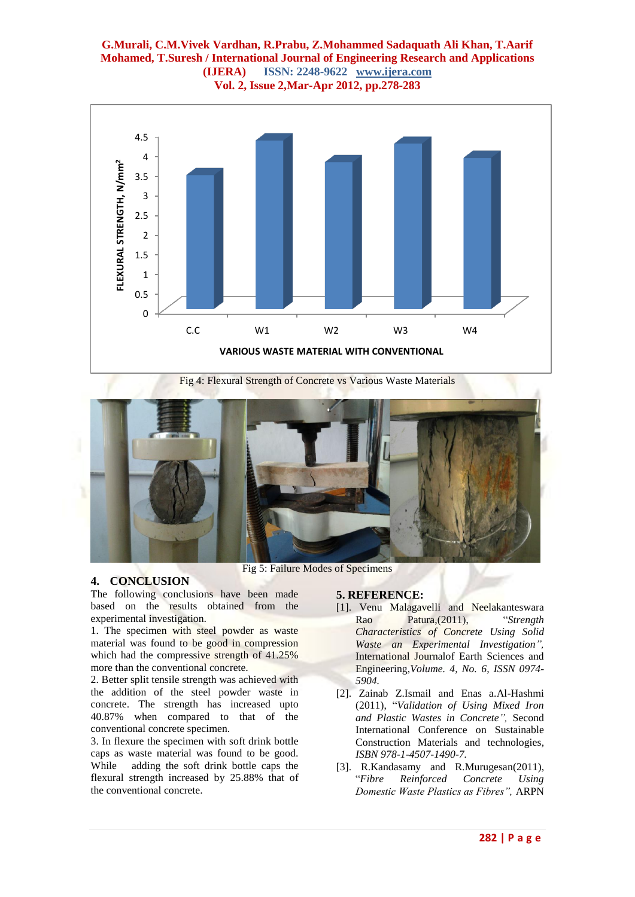Fig 4: Flexural Strength of Concrete vs Various Waste Materials

Fig 5: Failure Modes of Specimens

## 4. CONCLUSION

The following conclusions have been made based on the results obtained from the experimental investigation.

1. The specimen with steel powder as waste material was found to be good in compression which had the compressive strength of 41.25% more than the conventional concrete.
2. Better split tensile strength was achieved with the addition of the steel powder waste in concrete. The strength has increased upto 40.87% when compared to that of the conventional concrete specimen.
3. In flexure the specimen with soft drink bottle caps as waste material was found to be good. While adding the soft drink bottle caps the flexural strength increased by 25.88% that of the conventional concrete.

## 5. REFERENCE:

[1]. Venu Malagavelli and Neelakanteswara Rao Patura,(2011), "*Strength Characteristics of Concrete Using Solid Waste an Experimental Investigation",* International Journalof Earth Sciences and Engineering,*Volume. 4, No. 6, ISSN 0974-5904.*

[2]. Zainab Z.Ismail and Enas a.Al-Hashmi (2011), "*Validation of Using Mixed Iron and Plastic Wastes in Concrete",* Second International Conference on Sustainable Construction Materials and technologies, *ISBN 978-1-4507-1490-7.*

[3]. R.Kandasamy and R.Murugesan(2011), "*Fibre Reinforced Concrete Using Domestic Waste Plastics as Fibres",* ARPN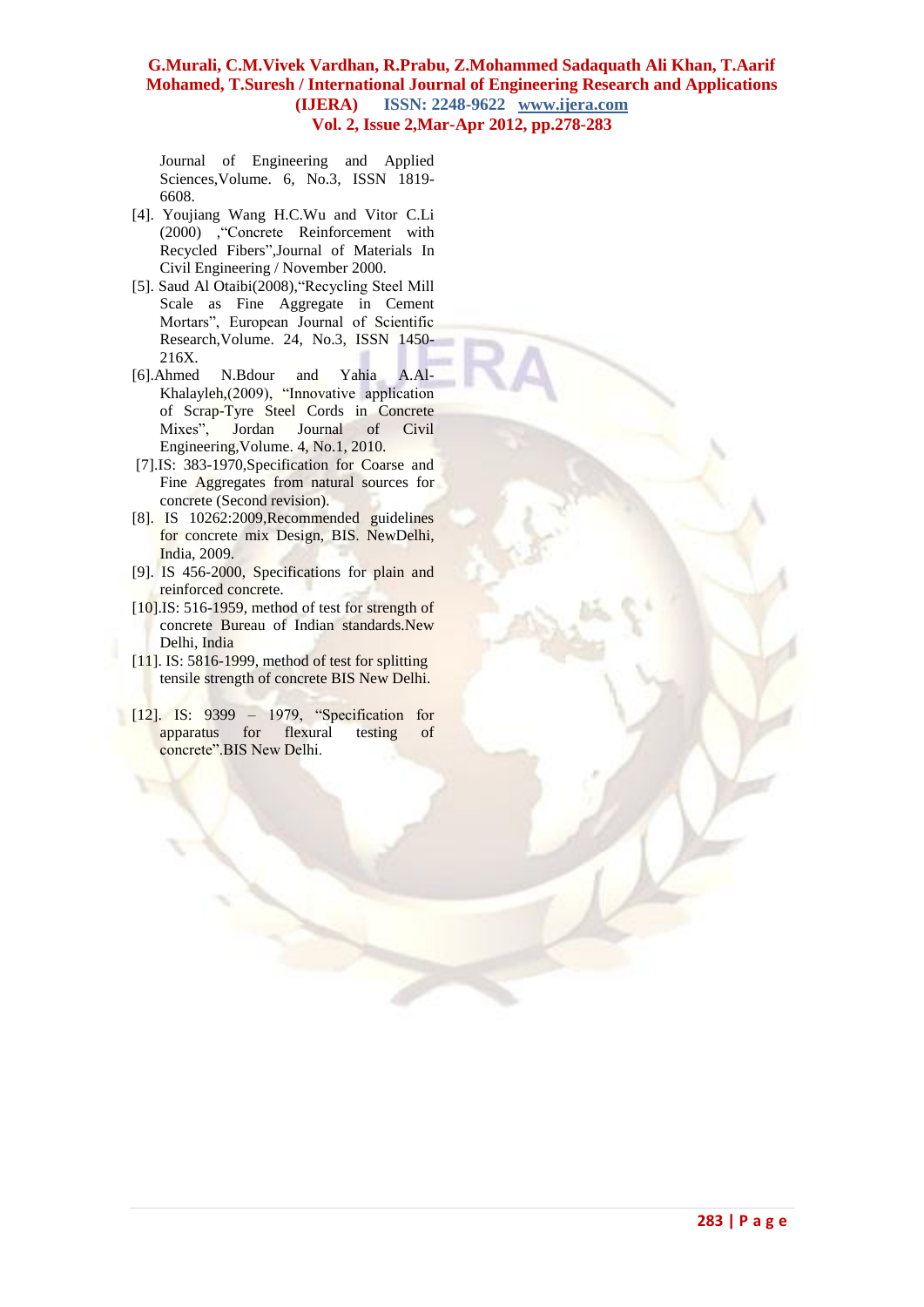Journal of Engineering and Applied Sciences,Volume. 6, No.3, ISSN 1819-6608.

[4]. Youjiang Wang H.C.Wu and Vitor C.Li (2000) ,"Concrete Reinforcement with Recycled Fibers",Journal of Materials In Civil Engineering / November 2000.

[5]. Saud Al Otaibi(2008),"Recycling Steel Mill Scale as Fine Aggregate in Cement Mortars", European Journal of Scientific Research,Volume. 24, No.3, ISSN 1450-216X.

[6].Ahmed N.Bdour and Yahia A.Al-Khalayleh,(2009), "Innovative application of Scrap-Tyre Steel Cords in Concrete Mixes", Jordan Journal of Civil Engineering,Volume. 4, No.1, 2010.

[7].IS: 383-1970,Specification for Coarse and Fine Aggregates from natural sources for concrete (Second revision).

[8]. IS 10262:2009,Recommended guidelines for concrete mix Design, BIS. NewDelhi, India, 2009.

[9]. IS 456-2000, Specifications for plain and reinforced concrete.

[10].IS: 516-1959, method of test for strength of concrete Bureau of Indian standards.New Delhi, India

[11]. IS: 5816-1999, method of test for splitting tensile strength of concrete BIS New Delhi.

[12]. IS: 9399 – 1979, "Specification for apparatus for flexural testing of concrete".BIS New Delhi.